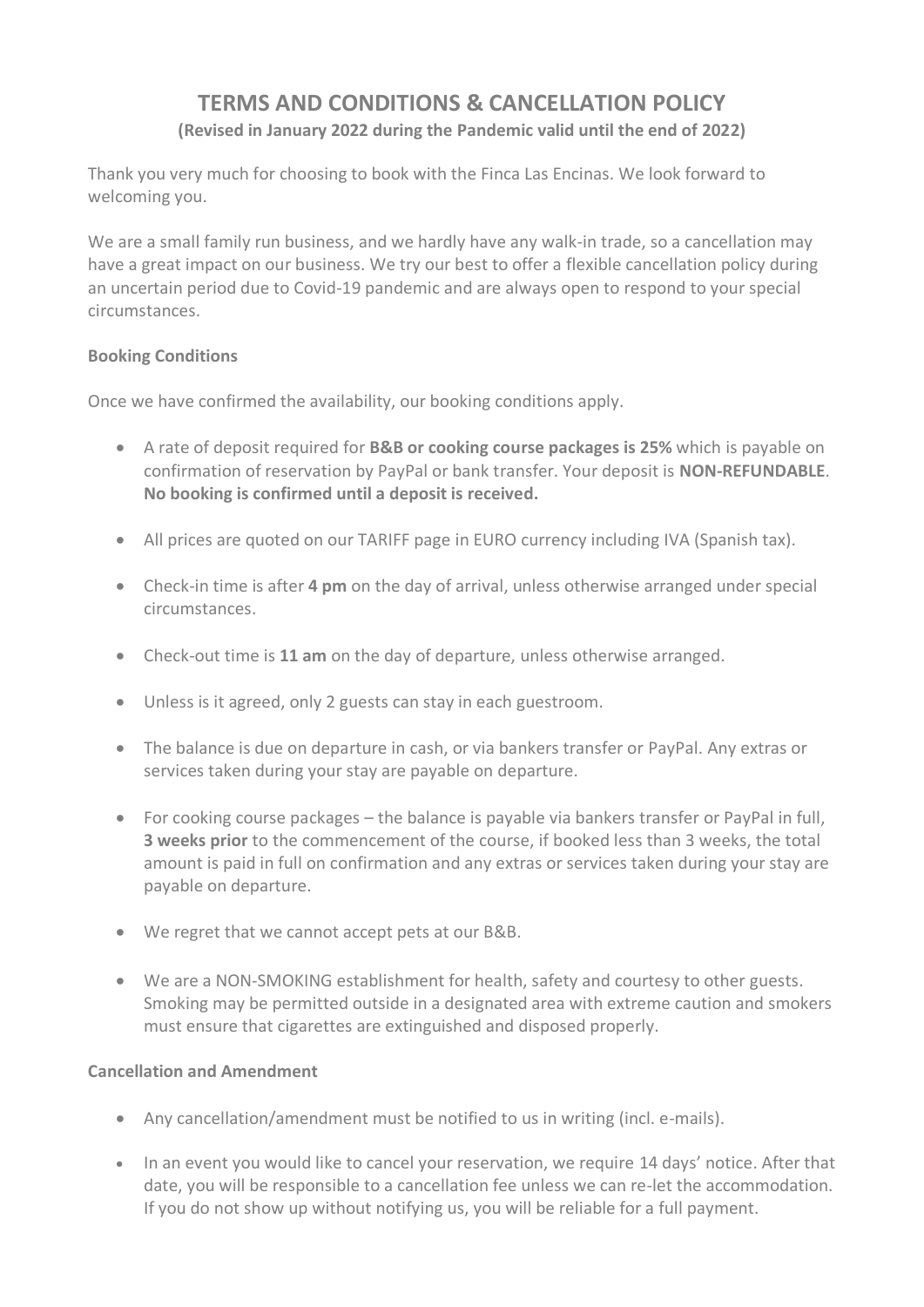# TERMS AND CONDITIONS & CANCELLATION POLICY

**(Revised in January 2022 during the Pandemic valid until the end of 2022)**

Thank you very much for choosing to book with the Finca Las Encinas. We look forward to welcoming you.

We are a small family run business, and we hardly have any walk-in trade, so a cancellation may have a great impact on our business. We try our best to offer a flexible cancellation policy during an uncertain period due to Covid-19 pandemic and are always open to respond to your special circumstances.

**Booking Conditions**

Once we have confirmed the availability, our booking conditions apply.

- A rate of deposit required for **B&B or cooking course packages is 25%** which is payable on confirmation of reservation by PayPal or bank transfer. Your deposit is **NON-REFUNDABLE**. **No booking is confirmed until a deposit is received.**
- All prices are quoted on our TARIFF page in EURO currency including IVA (Spanish tax).
- Check-in time is after **4 pm** on the day of arrival, unless otherwise arranged under special circumstances.
- Check-out time is **11 am** on the day of departure, unless otherwise arranged.
- Unless is it agreed, only 2 guests can stay in each guestroom.
- The balance is due on departure in cash, or via bankers transfer or PayPal. Any extras or services taken during your stay are payable on departure.
- For cooking course packages – the balance is payable via bankers transfer or PayPal in full, **3 weeks prior** to the commencement of the course, if booked less than 3 weeks, the total amount is paid in full on confirmation and any extras or services taken during your stay are payable on departure.
- We regret that we cannot accept pets at our B&B.
- We are a NON-SMOKING establishment for health, safety and courtesy to other guests. Smoking may be permitted outside in a designated area with extreme caution and smokers must ensure that cigarettes are extinguished and disposed properly.

**Cancellation and Amendment**

- Any cancellation/amendment must be notified to us in writing (incl. e-mails).
- In an event you would like to cancel your reservation, we require 14 days' notice. After that date, you will be responsible to a cancellation fee unless we can re-let the accommodation. If you do not show up without notifying us, you will be reliable for a full payment.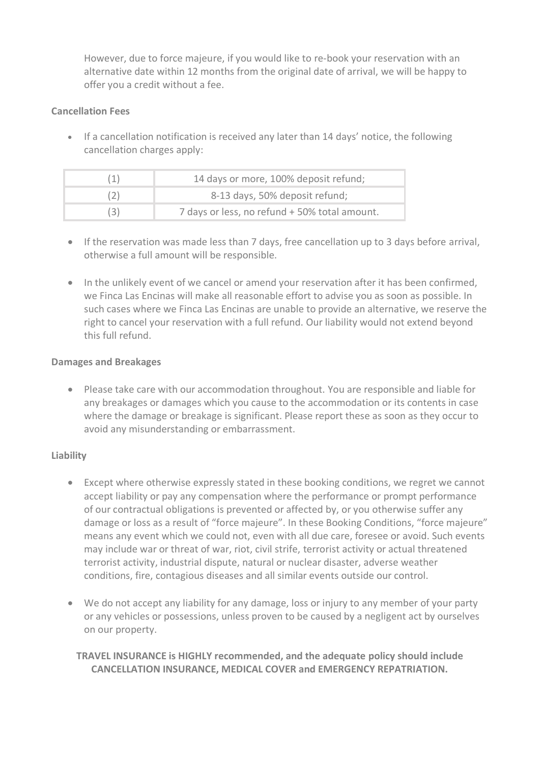However, due to force majeure, if you would like to re-book your reservation with an alternative date within 12 months from the original date of arrival, we will be happy to offer you a credit without a fee.

**Cancellation Fees**

- If a cancellation notification is received any later than 14 days' notice, the following cancellation charges apply:

| | |
|---|---|
| (1) | 14 days or more, 100% deposit refund; |
| (2) | 8-13 days, 50% deposit refund; |
| (3) | 7 days or less, no refund + 50% total amount. |

- If the reservation was made less than 7 days, free cancellation up to 3 days before arrival, otherwise a full amount will be responsible.
- In the unlikely event of we cancel or amend your reservation after it has been confirmed, we Finca Las Encinas will make all reasonable effort to advise you as soon as possible. In such cases where we Finca Las Encinas are unable to provide an alternative, we reserve the right to cancel your reservation with a full refund. Our liability would not extend beyond this full refund.

**Damages and Breakages**

- Please take care with our accommodation throughout. You are responsible and liable for any breakages or damages which you cause to the accommodation or its contents in case where the damage or breakage is significant. Please report these as soon as they occur to avoid any misunderstanding or embarrassment.

**Liability**

- Except where otherwise expressly stated in these booking conditions, we regret we cannot accept liability or pay any compensation where the performance or prompt performance of our contractual obligations is prevented or affected by, or you otherwise suffer any damage or loss as a result of "force majeure". In these Booking Conditions, "force majeure" means any event which we could not, even with all due care, foresee or avoid. Such events may include war or threat of war, riot, civil strife, terrorist activity or actual threatened terrorist activity, industrial dispute, natural or nuclear disaster, adverse weather conditions, fire, contagious diseases and all similar events outside our control.
- We do not accept any liability for any damage, loss or injury to any member of your party or any vehicles or possessions, unless proven to be caused by a negligent act by ourselves on our property.

**TRAVEL INSURANCE is HIGHLY recommended, and the adequate policy should include CANCELLATION INSURANCE, MEDICAL COVER and EMERGENCY REPATRIATION.**